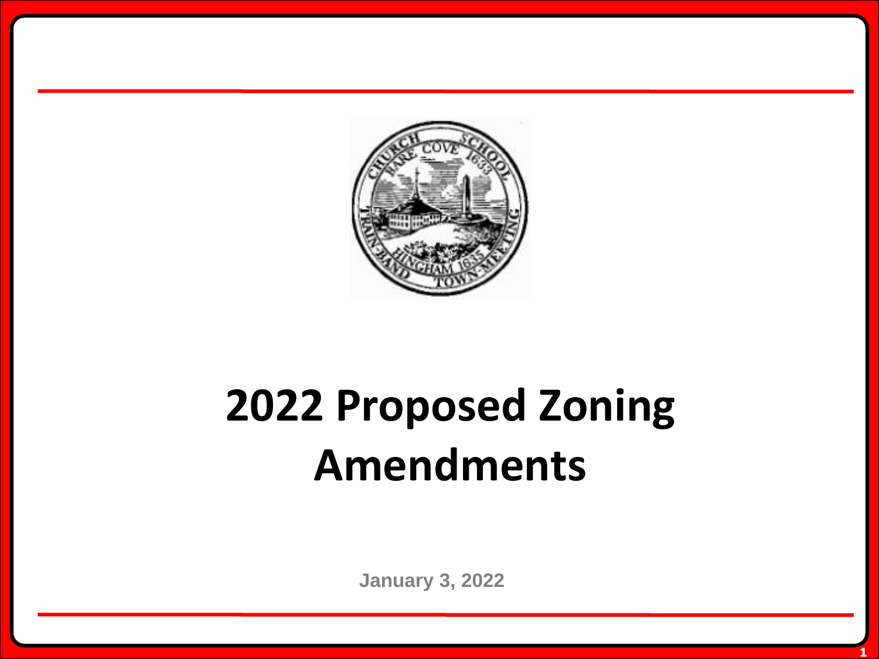# 2022 Proposed Zoning Amendments

January 3, 2022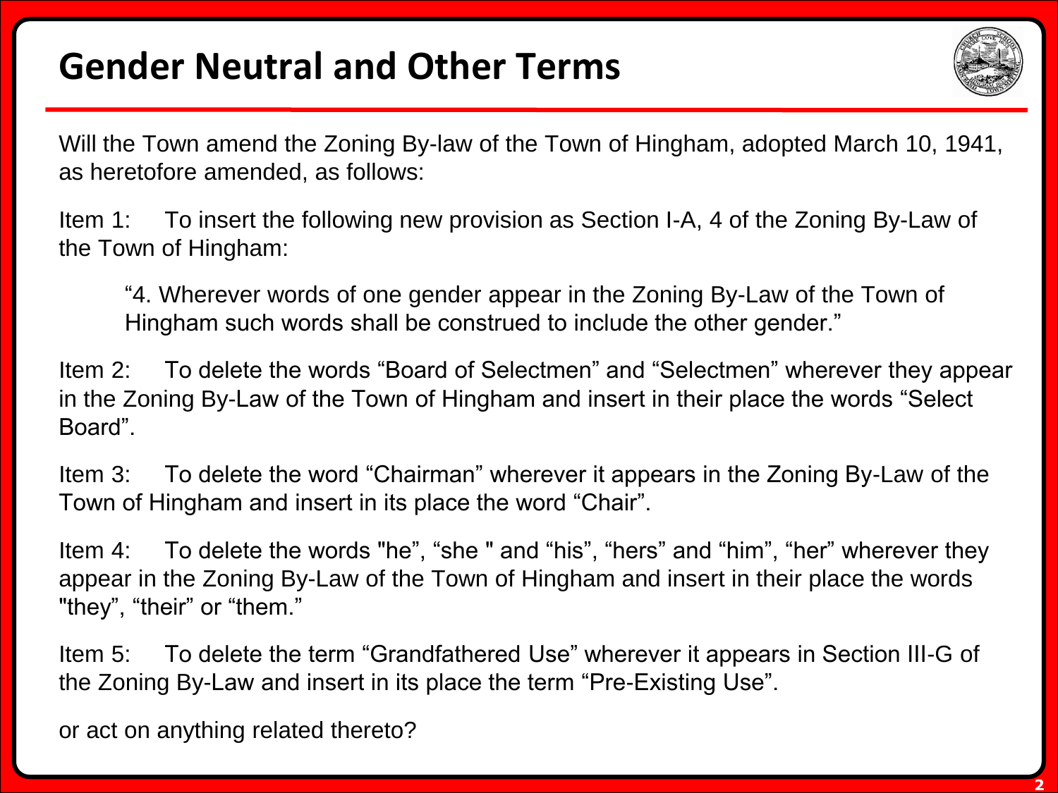# Gender Neutral and Other Terms

Will the Town amend the Zoning By-law of the Town of Hingham, adopted March 10, 1941, as heretofore amended, as follows:

Item 1: To insert the following new provision as Section I-A, 4 of the Zoning By-Law of the Town of Hingham:

> "4. Wherever words of one gender appear in the Zoning By-Law of the Town of Hingham such words shall be construed to include the other gender."

Item 2: To delete the words "Board of Selectmen" and "Selectmen" wherever they appear in the Zoning By-Law of the Town of Hingham and insert in their place the words "Select Board".

Item 3: To delete the word "Chairman" wherever it appears in the Zoning By-Law of the Town of Hingham and insert in its place the word "Chair".

Item 4: To delete the words "he", "she " and "his", "hers" and "him", "her" wherever they appear in the Zoning By-Law of the Town of Hingham and insert in their place the words "they", "their" or "them."

Item 5: To delete the term "Grandfathered Use" wherever it appears in Section III-G of the Zoning By-Law and insert in its place the term "Pre-Existing Use".

or act on anything related thereto?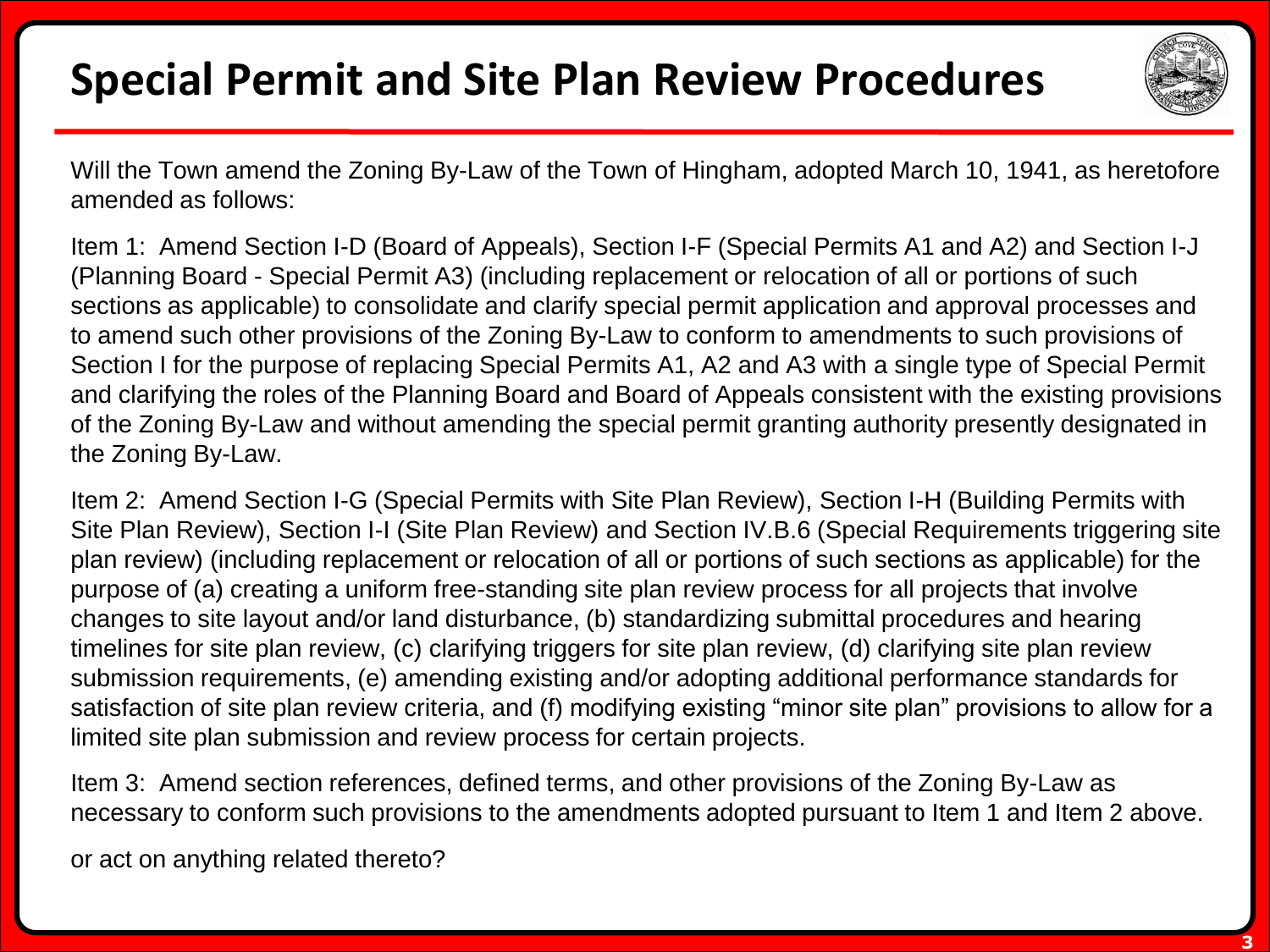# Special Permit and Site Plan Review Procedures

Will the Town amend the Zoning By-Law of the Town of Hingham, adopted March 10, 1941, as heretofore amended as follows:

Item 1: Amend Section I-D (Board of Appeals), Section I-F (Special Permits A1 and A2) and Section I-J (Planning Board - Special Permit A3) (including replacement or relocation of all or portions of such sections as applicable) to consolidate and clarify special permit application and approval processes and to amend such other provisions of the Zoning By-Law to conform to amendments to such provisions of Section I for the purpose of replacing Special Permits A1, A2 and A3 with a single type of Special Permit and clarifying the roles of the Planning Board and Board of Appeals consistent with the existing provisions of the Zoning By-Law and without amending the special permit granting authority presently designated in the Zoning By-Law.

Item 2: Amend Section I-G (Special Permits with Site Plan Review), Section I-H (Building Permits with Site Plan Review), Section I-I (Site Plan Review) and Section IV.B.6 (Special Requirements triggering site plan review) (including replacement or relocation of all or portions of such sections as applicable) for the purpose of (a) creating a uniform free-standing site plan review process for all projects that involve changes to site layout and/or land disturbance, (b) standardizing submittal procedures and hearing timelines for site plan review, (c) clarifying triggers for site plan review, (d) clarifying site plan review submission requirements, (e) amending existing and/or adopting additional performance standards for satisfaction of site plan review criteria, and (f) modifying existing "minor site plan" provisions to allow for a limited site plan submission and review process for certain projects.

Item 3: Amend section references, defined terms, and other provisions of the Zoning By-Law as necessary to conform such provisions to the amendments adopted pursuant to Item 1 and Item 2 above.

or act on anything related thereto?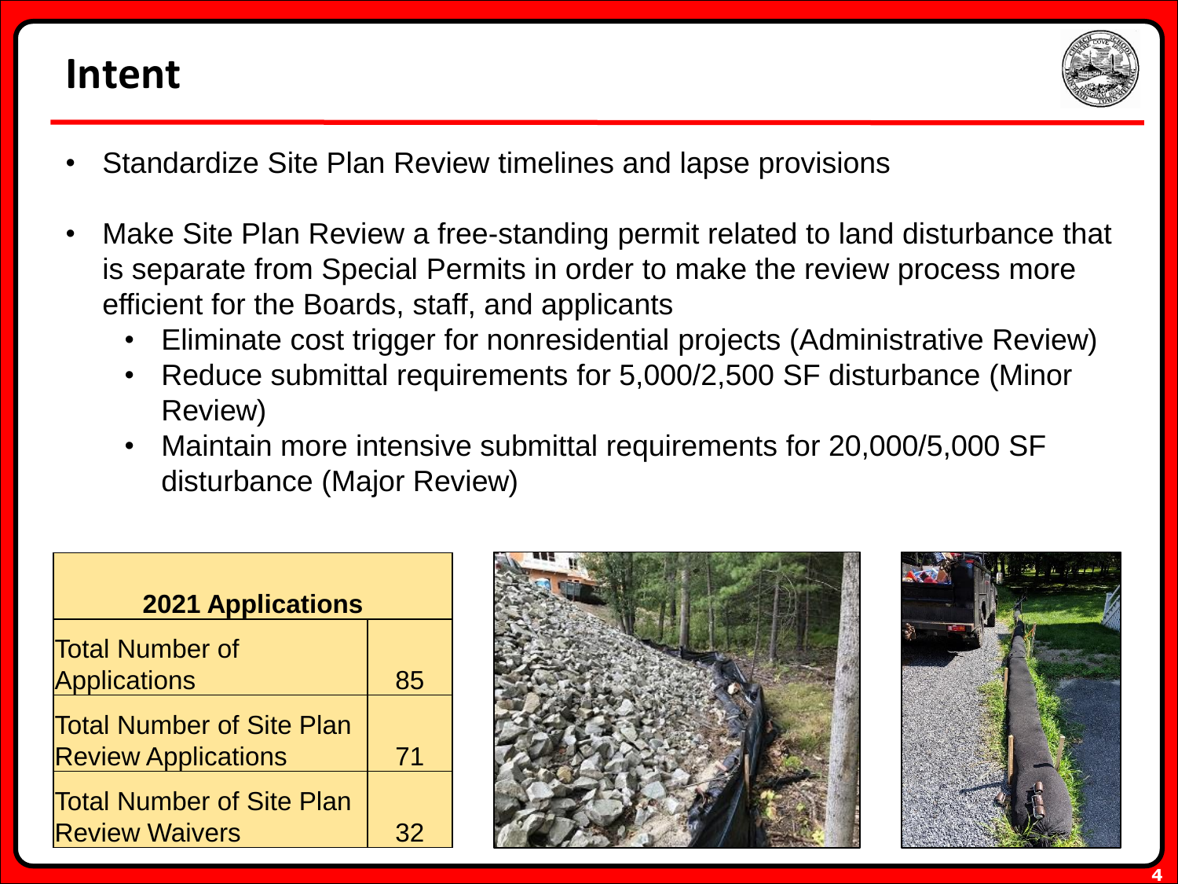# Intent

- Standardize Site Plan Review timelines and lapse provisions
- Make Site Plan Review a free-standing permit related to land disturbance that is separate from Special Permits in order to make the review process more efficient for the Boards, staff, and applicants
  - Eliminate cost trigger for nonresidential projects (Administrative Review)
  - Reduce submittal requirements for 5,000/2,500 SF disturbance (Minor Review)
  - Maintain more intensive submittal requirements for 20,000/5,000 SF disturbance (Major Review)

| 2021 Applications | |
|---|---|
| Total Number of Applications | 85 |
| Total Number of Site Plan Review Applications | 71 |
| Total Number of Site Plan Review Waivers | 32 |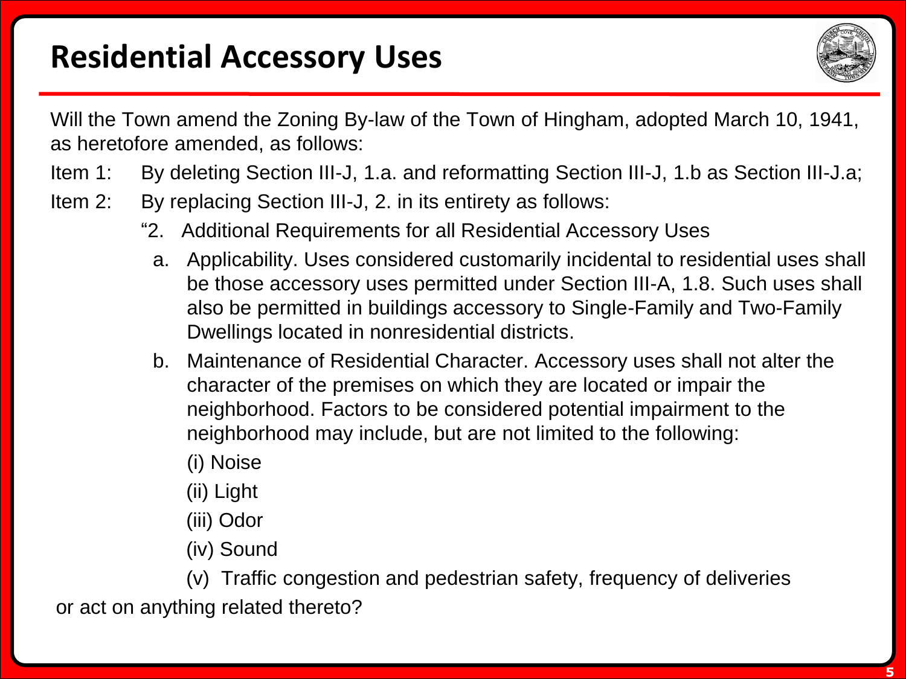# Residential Accessory Uses

Will the Town amend the Zoning By-law of the Town of Hingham, adopted March 10, 1941, as heretofore amended, as follows:

Item 1: By deleting Section III-J, 1.a. and reformatting Section III-J, 1.b as Section III-J.a;

Item 2: By replacing Section III-J, 2. in its entirety as follows:

"2. Additional Requirements for all Residential Accessory Uses

a. Applicability. Uses considered customarily incidental to residential uses shall be those accessory uses permitted under Section III-A, 1.8. Such uses shall also be permitted in buildings accessory to Single-Family and Two-Family Dwellings located in nonresidential districts.

b. Maintenance of Residential Character. Accessory uses shall not alter the character of the premises on which they are located or impair the neighborhood. Factors to be considered potential impairment to the neighborhood may include, but are not limited to the following:

(i) Noise

(ii) Light

(iii) Odor

(iv) Sound

(v) Traffic congestion and pedestrian safety, frequency of deliveries

or act on anything related thereto?